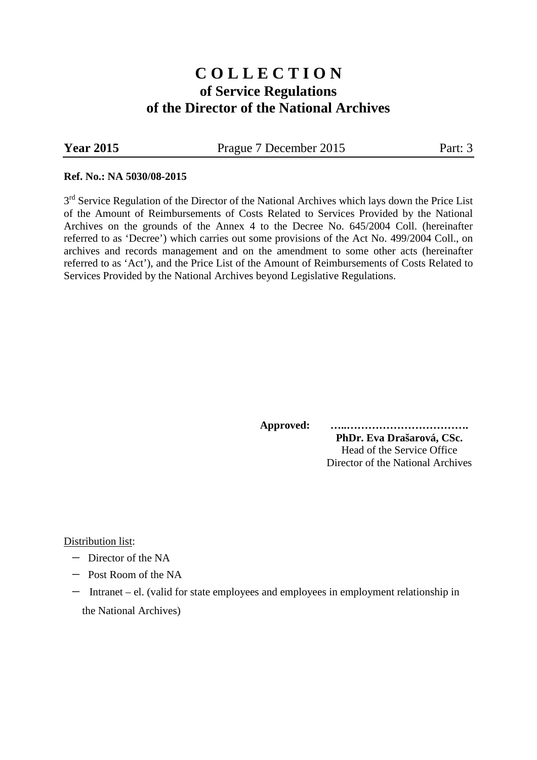# C O L L E C T I O N
## of Service Regulations
## of the Director of the National Archives

**Year 2015** Prague 7 December 2015 Part: 3

**Ref. No.: NA 5030/08-2015**

3rd Service Regulation of the Director of the National Archives which lays down the Price List of the Amount of Reimbursements of Costs Related to Services Provided by the National Archives on the grounds of the Annex 4 to the Decree No. 645/2004 Coll. (hereinafter referred to as 'Decree') which carries out some provisions of the Act No. 499/2004 Coll., on archives and records management and on the amendment to some other acts (hereinafter referred to as 'Act'), and the Price List of the Amount of Reimbursements of Costs Related to Services Provided by the National Archives beyond Legislative Regulations.

**Approved:** **…..…………………………….**

**PhDr. Eva Drašarová, CSc.**
Head of the Service Office
Director of the National Archives

Distribution list:

- Director of the NA
- Post Room of the NA
- Intranet – el. (valid for state employees and employees in employment relationship in the National Archives)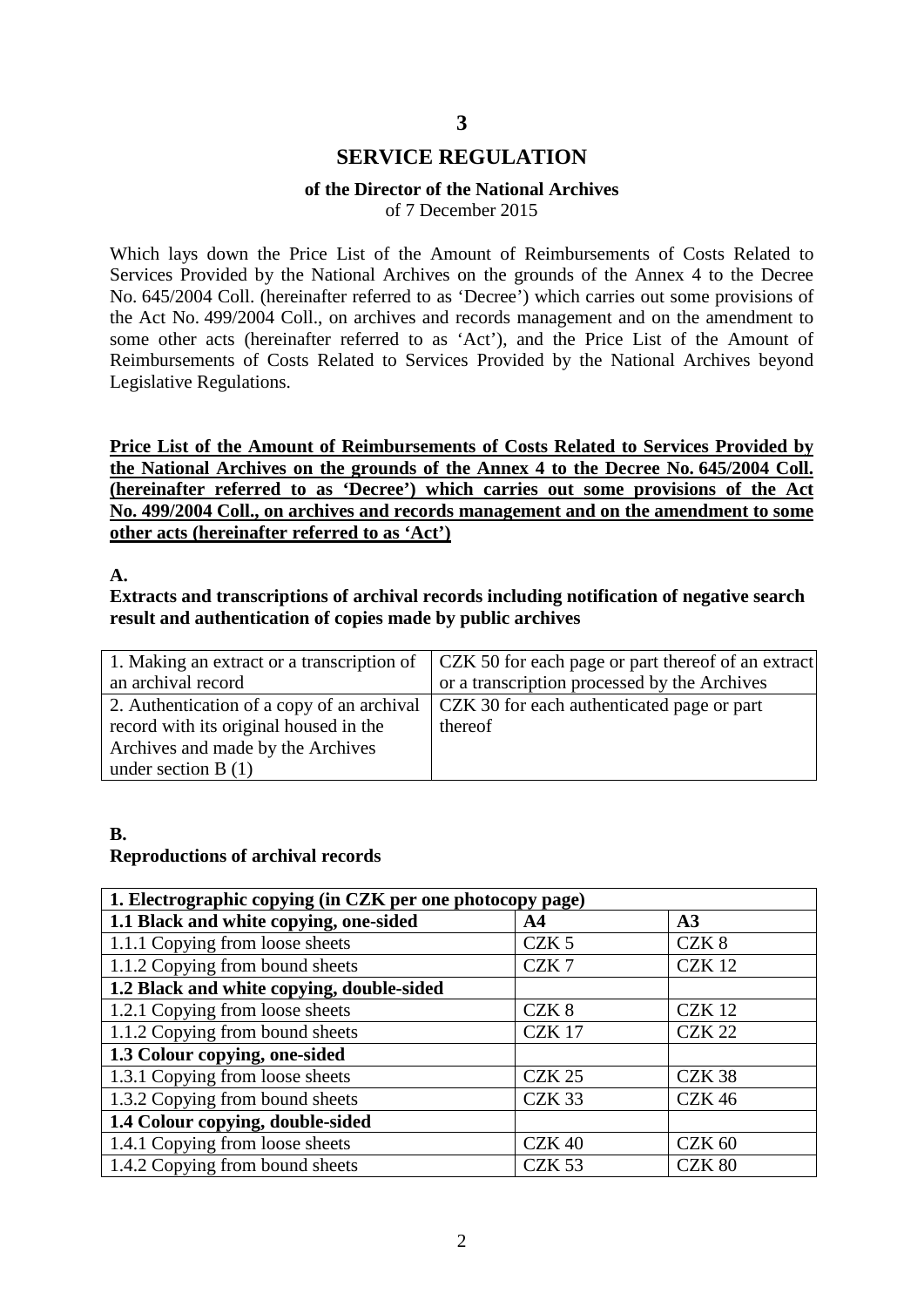**3**

# SERVICE REGULATION

**of the Director of the National Archives**
of 7 December 2015

Which lays down the Price List of the Amount of Reimbursements of Costs Related to Services Provided by the National Archives on the grounds of the Annex 4 to the Decree No. 645/2004 Coll. (hereinafter referred to as 'Decree') which carries out some provisions of the Act No. 499/2004 Coll., on archives and records management and on the amendment to some other acts (hereinafter referred to as 'Act'), and the Price List of the Amount of Reimbursements of Costs Related to Services Provided by the National Archives beyond Legislative Regulations.

**Price List of the Amount of Reimbursements of Costs Related to Services Provided by the National Archives on the grounds of the Annex 4 to the Decree No. 645/2004 Coll. (hereinafter referred to as 'Decree') which carries out some provisions of the Act No. 499/2004 Coll., on archives and records management and on the amendment to some other acts (hereinafter referred to as 'Act')**

**A.**

**Extracts and transcriptions of archival records including notification of negative search result and authentication of copies made by public archives**

| | |
|---|---|
| 1. Making an extract or a transcription of an archival record | CZK 50 for each page or part thereof of an extract or a transcription processed by the Archives |
| 2. Authentication of a copy of an archival record with its original housed in the Archives and made by the Archives under section B (1) | CZK 30 for each authenticated page or part thereof |

**B.**

**Reproductions of archival records**

| **1. Electrographic copying (in CZK per one photocopy page)** | | |
|---|---|---|
| **1.1 Black and white copying, one-sided** | **A4** | **A3** |
| 1.1.1 Copying from loose sheets | CZK 5 | CZK 8 |
| 1.1.2 Copying from bound sheets | CZK 7 | CZK 12 |
| **1.2 Black and white copying, double-sided** | | |
| 1.2.1 Copying from loose sheets | CZK 8 | CZK 12 |
| 1.1.2 Copying from bound sheets | CZK 17 | CZK 22 |
| **1.3 Colour copying, one-sided** | | |
| 1.3.1 Copying from loose sheets | CZK 25 | CZK 38 |
| 1.3.2 Copying from bound sheets | CZK 33 | CZK 46 |
| **1.4 Colour copying, double-sided** | | |
| 1.4.1 Copying from loose sheets | CZK 40 | CZK 60 |
| 1.4.2 Copying from bound sheets | CZK 53 | CZK 80 |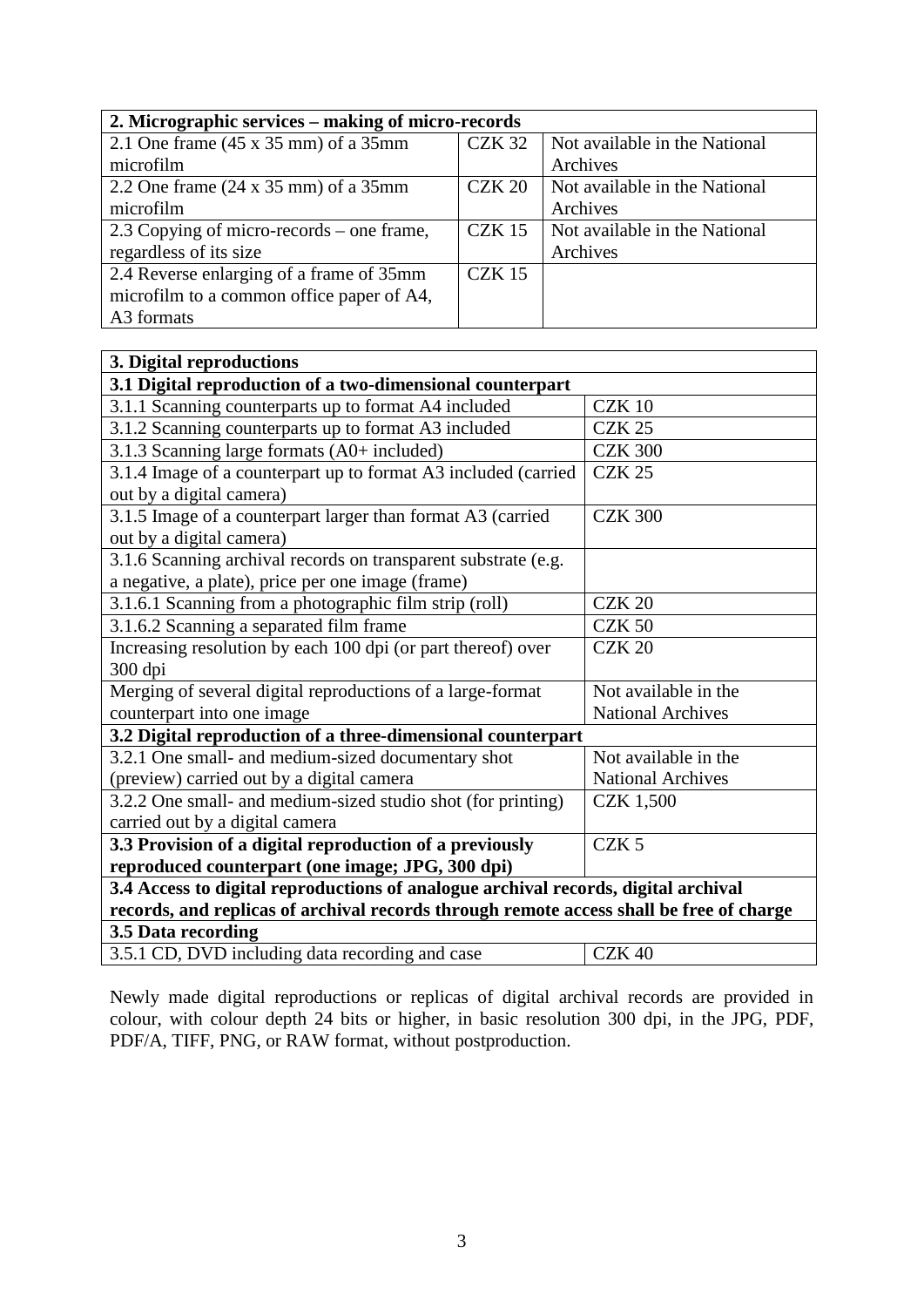| 2. Micrographic services – making of micro-records | | |
|---|---|---|
| 2.1 One frame (45 x 35 mm) of a 35mm microfilm | CZK 32 | Not available in the National Archives |
| 2.2 One frame (24 x 35 mm) of a 35mm microfilm | CZK 20 | Not available in the National Archives |
| 2.3 Copying of micro-records – one frame, regardless of its size | CZK 15 | Not available in the National Archives |
| 2.4 Reverse enlarging of a frame of 35mm microfilm to a common office paper of A4, A3 formats | CZK 15 | |

| **3. Digital reproductions** | |
|---|---|
| **3.1 Digital reproduction of a two-dimensional counterpart** | |
| 3.1.1 Scanning counterparts up to format A4 included | CZK 10 |
| 3.1.2 Scanning counterparts up to format A3 included | CZK 25 |
| 3.1.3 Scanning large formats (A0+ included) | CZK 300 |
| 3.1.4 Image of a counterpart up to format A3 included (carried out by a digital camera) | CZK 25 |
| 3.1.5 Image of a counterpart larger than format A3 (carried out by a digital camera) | CZK 300 |
| 3.1.6 Scanning archival records on transparent substrate (e.g. a negative, a plate), price per one image (frame) | |
| 3.1.6.1 Scanning from a photographic film strip (roll) | CZK 20 |
| 3.1.6.2 Scanning a separated film frame | CZK 50 |
| Increasing resolution by each 100 dpi (or part thereof) over 300 dpi | CZK 20 |
| Merging of several digital reproductions of a large-format counterpart into one image | Not available in the National Archives |
| **3.2 Digital reproduction of a three-dimensional counterpart** | |
| 3.2.1 One small- and medium-sized documentary shot (preview) carried out by a digital camera | Not available in the National Archives |
| 3.2.2 One small- and medium-sized studio shot (for printing) carried out by a digital camera | CZK 1,500 |
| **3.3 Provision of a digital reproduction of a previously reproduced counterpart (one image; JPG, 300 dpi)** | CZK 5 |
| **3.4 Access to digital reproductions of analogue archival records, digital archival records, and replicas of archival records through remote access shall be free of charge** | |
| **3.5 Data recording** | |
| 3.5.1 CD, DVD including data recording and case | CZK 40 |

Newly made digital reproductions or replicas of digital archival records are provided in colour, with colour depth 24 bits or higher, in basic resolution 300 dpi, in the JPG, PDF, PDF/A, TIFF, PNG, or RAW format, without postproduction.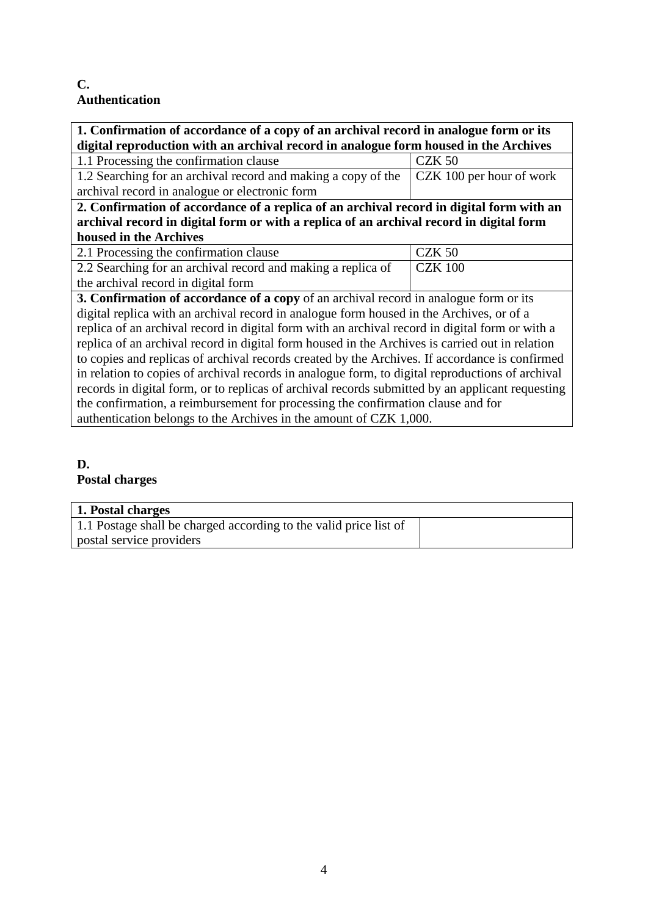**C.**
**Authentication**

| **1. Confirmation of accordance of a copy of an archival record in analogue form or its digital reproduction with an archival record in analogue form housed in the Archives** | |
|---|---|
| 1.1 Processing the confirmation clause | CZK 50 |
| 1.2 Searching for an archival record and making a copy of the archival record in analogue or electronic form | CZK 100 per hour of work |
| **2. Confirmation of accordance of a replica of an archival record in digital form with an archival record in digital form or with a replica of an archival record in digital form housed in the Archives** | |
| 2.1 Processing the confirmation clause | CZK 50 |
| 2.2 Searching for an archival record and making a replica of the archival record in digital form | CZK 100 |
| **3. Confirmation of accordance of a copy** of an archival record in analogue form or its digital replica with an archival record in analogue form housed in the Archives, or of a replica of an archival record in digital form with an archival record in digital form or with a replica of an archival record in digital form housed in the Archives is carried out in relation to copies and replicas of archival records created by the Archives. If accordance is confirmed in relation to copies of archival records in analogue form, to digital reproductions of archival records in digital form, or to replicas of archival records submitted by an applicant requesting the confirmation, a reimbursement for processing the confirmation clause and for authentication belongs to the Archives in the amount of CZK 1,000. | |

**D.**
**Postal charges**

| **1. Postal charges** | |
|---|---|
| 1.1 Postage shall be charged according to the valid price list of postal service providers | |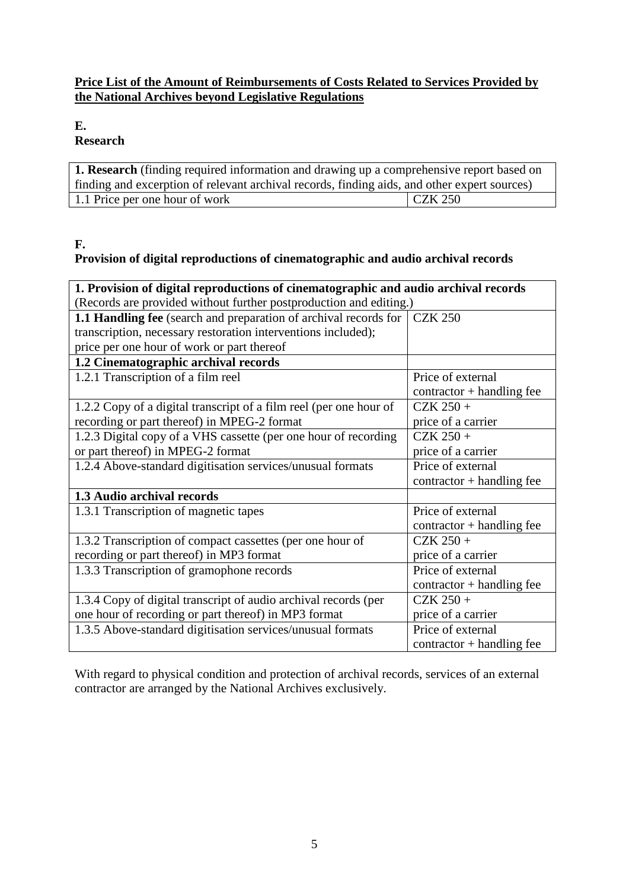**Price List of the Amount of Reimbursements of Costs Related to Services Provided by the National Archives beyond Legislative Regulations**

## E.
## Research

| **1. Research** (finding required information and drawing up a comprehensive report based on finding and excerption of relevant archival records, finding aids, and other expert sources) | |
|---|---|
| 1.1 Price per one hour of work | CZK 250 |

## F.
## Provision of digital reproductions of cinematographic and audio archival records

| **1. Provision of digital reproductions of cinematographic and audio archival records** (Records are provided without further postproduction and editing.) | |
|---|---|
| **1.1 Handling fee** (search and preparation of archival records for transcription, necessary restoration interventions included); price per one hour of work or part thereof | CZK 250 |
| **1.2 Cinematographic archival records** | |
| 1.2.1 Transcription of a film reel | Price of external contractor + handling fee |
| 1.2.2 Copy of a digital transcript of a film reel (per one hour of recording or part thereof) in MPEG-2 format | CZK 250 + price of a carrier |
| 1.2.3 Digital copy of a VHS cassette (per one hour of recording or part thereof) in MPEG-2 format | CZK 250 + price of a carrier |
| 1.2.4 Above-standard digitisation services/unusual formats | Price of external contractor + handling fee |
| **1.3 Audio archival records** | |
| 1.3.1 Transcription of magnetic tapes | Price of external contractor + handling fee |
| 1.3.2 Transcription of compact cassettes (per one hour of recording or part thereof) in MP3 format | CZK 250 + price of a carrier |
| 1.3.3 Transcription of gramophone records | Price of external contractor + handling fee |
| 1.3.4 Copy of digital transcript of audio archival records (per one hour of recording or part thereof) in MP3 format | CZK 250 + price of a carrier |
| 1.3.5 Above-standard digitisation services/unusual formats | Price of external contractor + handling fee |

With regard to physical condition and protection of archival records, services of an external contractor are arranged by the National Archives exclusively.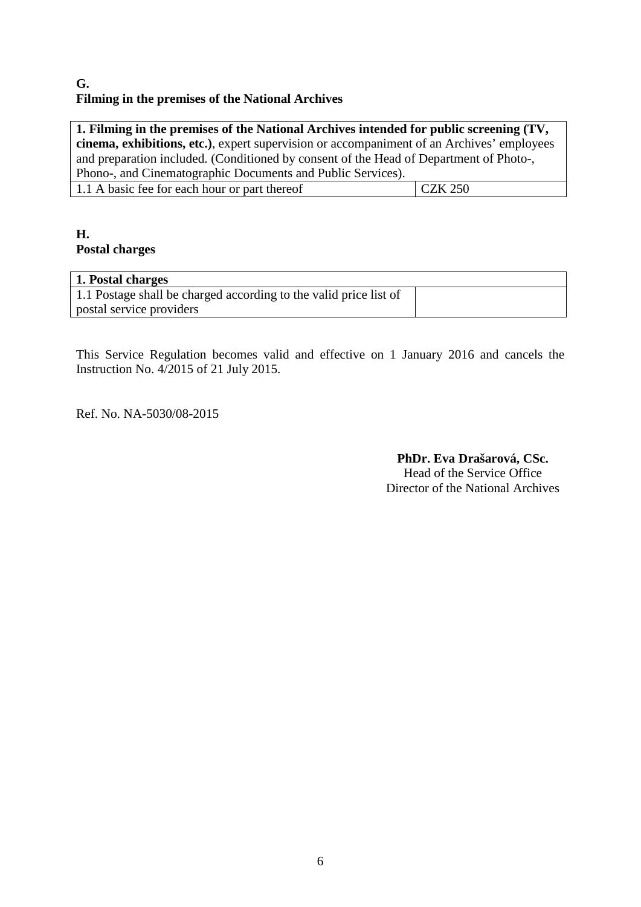**G.**
**Filming in the premises of the National Archives**

| | |
|---|---|
| **1. Filming in the premises of the National Archives intended for public screening (TV, cinema, exhibitions, etc.)**, expert supervision or accompaniment of an Archives' employees and preparation included. (Conditioned by consent of the Head of Department of Photo-, Phono-, and Cinematographic Documents and Public Services). | |
| 1.1 A basic fee for each hour or part thereof | CZK 250 |

**H.**
**Postal charges**

| | |
|---|---|
| **1. Postal charges** | |
| 1.1 Postage shall be charged according to the valid price list of postal service providers | |

This Service Regulation becomes valid and effective on 1 January 2016 and cancels the Instruction No. 4/2015 of 21 July 2015.

Ref. No. NA-5030/08-2015

**PhDr. Eva Drašarová, CSc.**
Head of the Service Office
Director of the National Archives